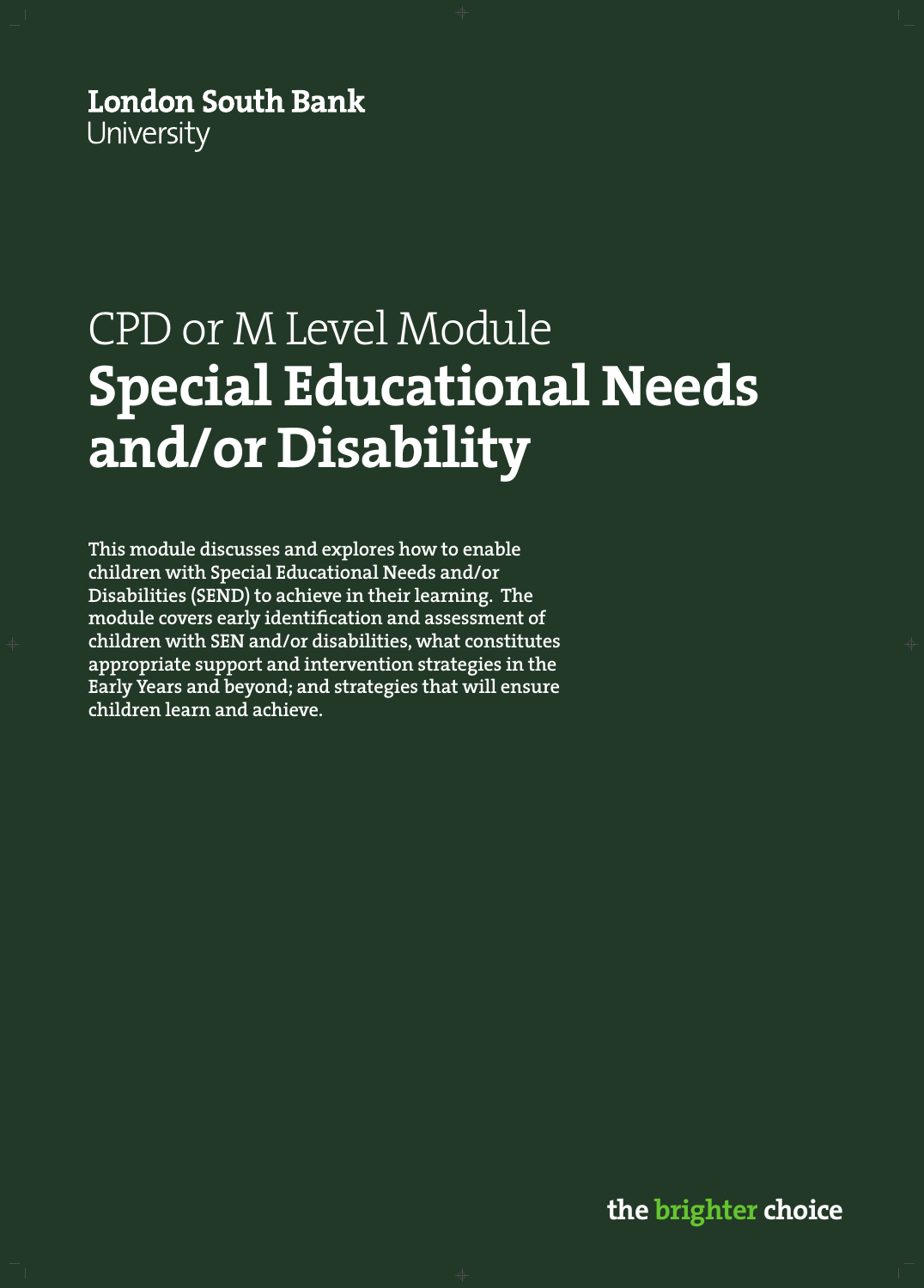London South Bank
University

CPD or M Level Module

# Special Educational Needs and/or Disability

**This module discusses and explores how to enable children with Special Educational Needs and/or Disabilities (SEND) to achieve in their learning. The module covers early identification and assessment of children with SEN and/or disabilities, what constitutes appropriate support and intervention strategies in the Early Years and beyond; and strategies that will ensure children learn and achieve.**

**the brighter choice**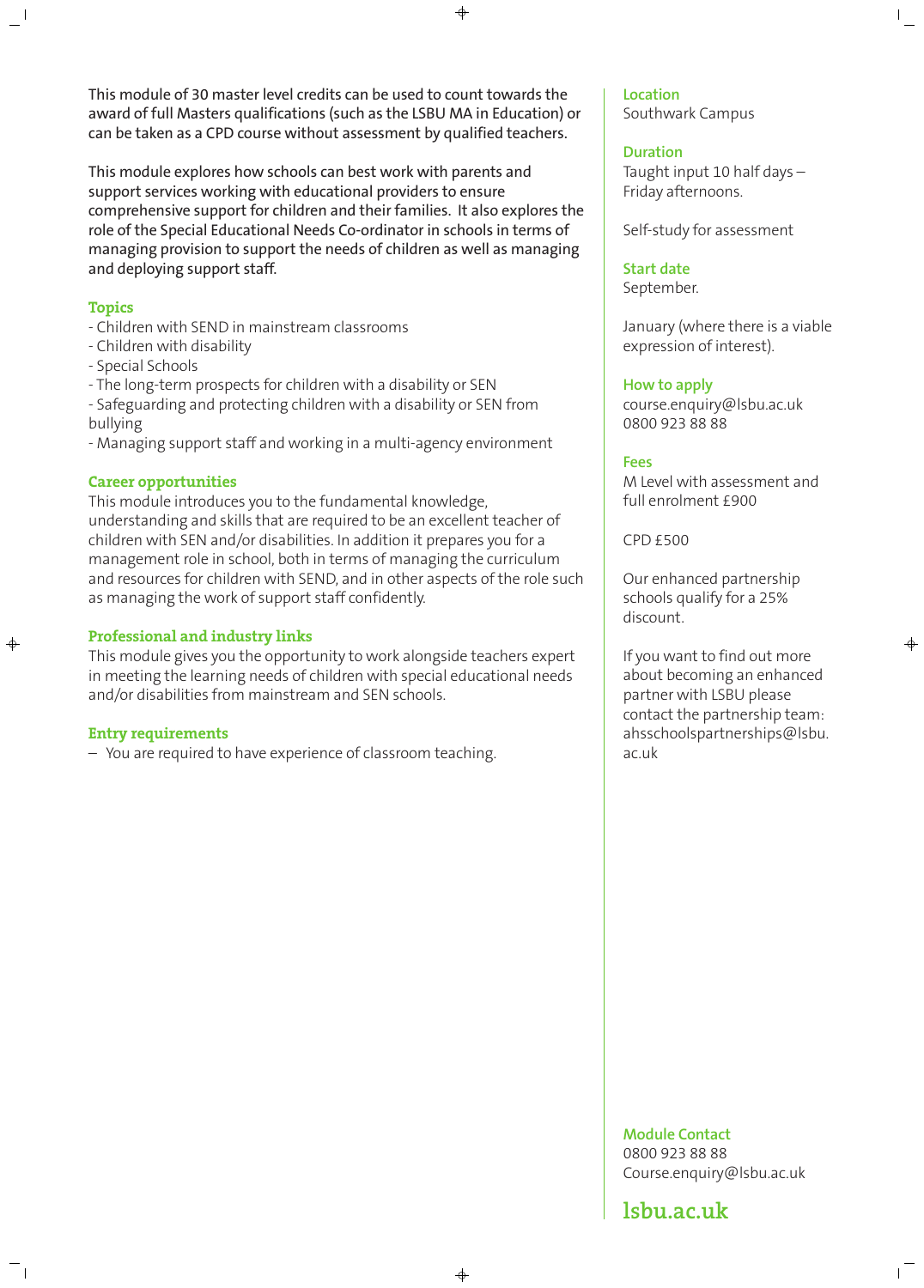This module of 30 master level credits can be used to count towards the award of full Masters qualifications (such as the LSBU MA in Education) or can be taken as a CPD course without assessment by qualified teachers.

This module explores how schools can best work with parents and support services working with educational providers to ensure comprehensive support for children and their families.  It also explores the role of the Special Educational Needs Co-ordinator in schools in terms of managing provision to support the needs of children as well as managing and deploying support staff.

## Topics

- Children with SEND in mainstream classrooms
- Children with disability
- Special Schools
- The long-term prospects for children with a disability or SEN
- Safeguarding and protecting children with a disability or SEN from bullying
- Managing support staff and working in a multi-agency environment

## Career opportunities

This module introduces you to the fundamental knowledge, understanding and skills that are required to be an excellent teacher of children with SEN and/or disabilities. In addition it prepares you for a management role in school, both in terms of managing the curriculum and resources for children with SEND, and in other aspects of the role such as managing the work of support staff confidently.

## Professional and industry links

This module gives you the opportunity to work alongside teachers expert in meeting the learning needs of children with special educational needs and/or disabilities from mainstream and SEN schools.

## Entry requirements

– You are required to have experience of classroom teaching.

## Location

Southwark Campus

## Duration

Taught input 10 half days – Friday afternoons.

Self-study for assessment

## Start date

September.

January (where there is a viable expression of interest).

## How to apply

course.enquiry@lsbu.ac.uk
0800 923 88 88

## Fees

M Level with assessment and full enrolment £900

CPD £500

Our enhanced partnership schools qualify for a 25% discount.

If you want to find out more about becoming an enhanced partner with LSBU please contact the partnership team: ahsschoolspartnerships@lsbu.ac.uk

## Module Contact

0800 923 88 88
Course.enquiry@lsbu.ac.uk

lsbu.ac.uk